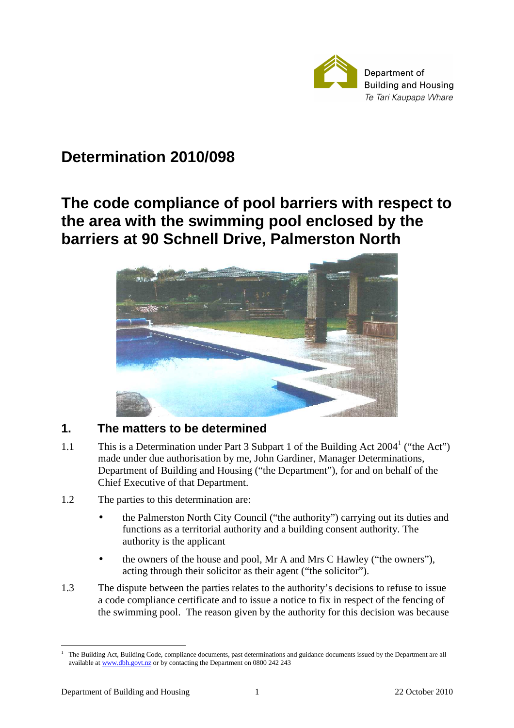Department of Building and Housing
*Te Tari Kaupapa Whare*

# Determination 2010/098

# The code compliance of pool barriers with respect to the area with the swimming pool enclosed by the barriers at 90 Schnell Drive, Palmerston North

## 1. The matters to be determined

1.1 This is a Determination under Part 3 Subpart 1 of the Building Act 2004[1] ("the Act") made under due authorisation by me, John Gardiner, Manager Determinations, Department of Building and Housing ("the Department"), for and on behalf of the Chief Executive of that Department.

1.2 The parties to this determination are:

- the Palmerston North City Council ("the authority") carrying out its duties and functions as a territorial authority and a building consent authority. The authority is the applicant
- the owners of the house and pool, Mr A and Mrs C Hawley ("the owners"), acting through their solicitor as their agent ("the solicitor").

1.3 The dispute between the parties relates to the authority's decisions to refuse to issue a code compliance certificate and to issue a notice to fix in respect of the fencing of the swimming pool. The reason given by the authority for this decision was because

[1] The Building Act, Building Code, compliance documents, past determinations and guidance documents issued by the Department are all available at www.dbh.govt.nz or by contacting the Department on 0800 242 243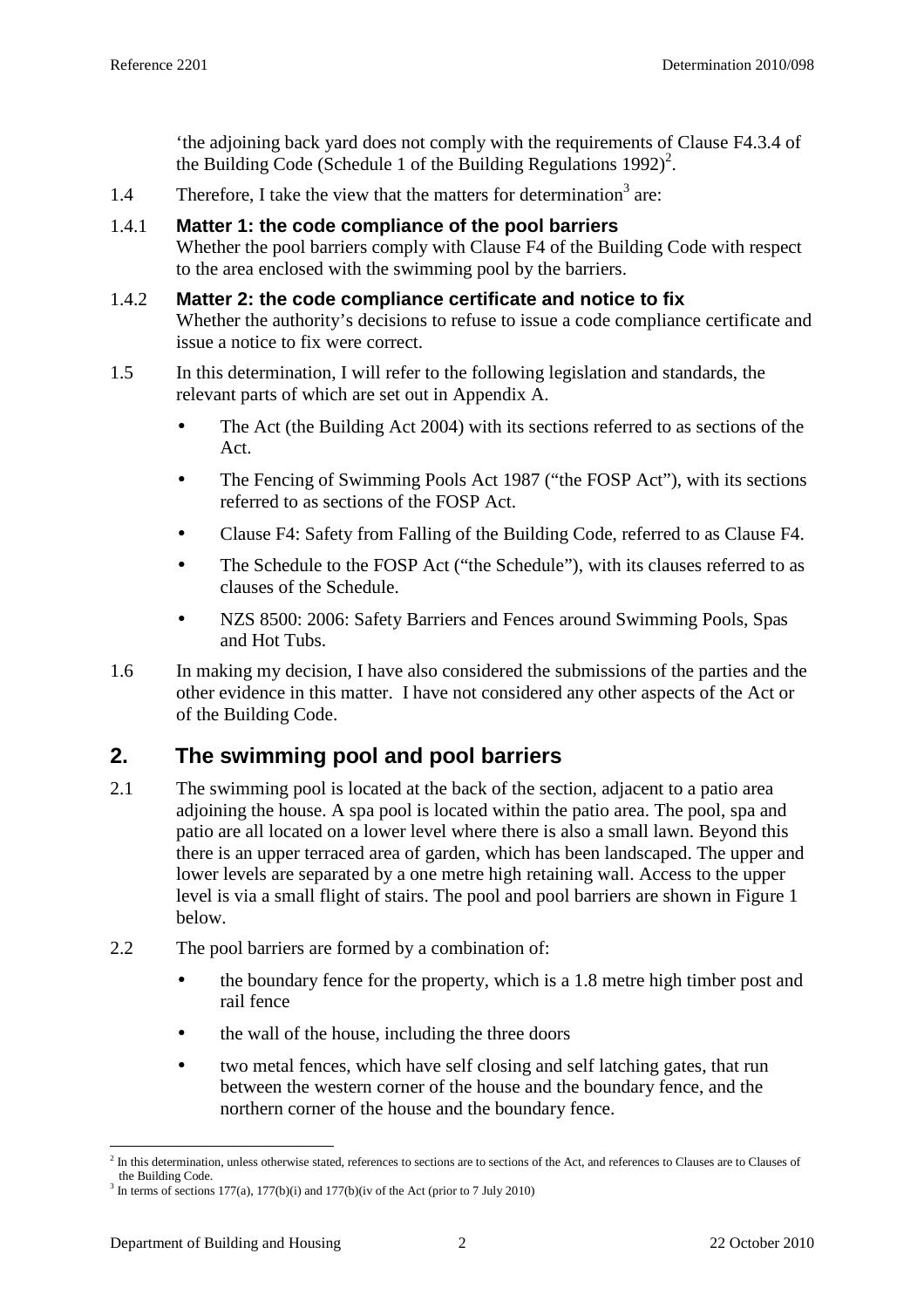'the adjoining back yard does not comply with the requirements of Clause F4.3.4 of the Building Code (Schedule 1 of the Building Regulations 1992)[2].

1.4 Therefore, I take the view that the matters for determination[3] are:

1.4.1 **Matter 1: the code compliance of the pool barriers**
Whether the pool barriers comply with Clause F4 of the Building Code with respect to the area enclosed with the swimming pool by the barriers.

1.4.2 **Matter 2: the code compliance certificate and notice to fix**
Whether the authority's decisions to refuse to issue a code compliance certificate and issue a notice to fix were correct.

1.5 In this determination, I will refer to the following legislation and standards, the relevant parts of which are set out in Appendix A.

- The Act (the Building Act 2004) with its sections referred to as sections of the Act.
- The Fencing of Swimming Pools Act 1987 ("the FOSP Act"), with its sections referred to as sections of the FOSP Act.
- Clause F4: Safety from Falling of the Building Code, referred to as Clause F4.
- The Schedule to the FOSP Act ("the Schedule"), with its clauses referred to as clauses of the Schedule.
- NZS 8500: 2006: Safety Barriers and Fences around Swimming Pools, Spas and Hot Tubs.

1.6 In making my decision, I have also considered the submissions of the parties and the other evidence in this matter. I have not considered any other aspects of the Act or of the Building Code.

## 2. The swimming pool and pool barriers

2.1 The swimming pool is located at the back of the section, adjacent to a patio area adjoining the house. A spa pool is located within the patio area. The pool, spa and patio are all located on a lower level where there is also a small lawn. Beyond this there is an upper terraced area of garden, which has been landscaped. The upper and lower levels are separated by a one metre high retaining wall. Access to the upper level is via a small flight of stairs. The pool and pool barriers are shown in Figure 1 below.

2.2 The pool barriers are formed by a combination of:

- the boundary fence for the property, which is a 1.8 metre high timber post and rail fence
- the wall of the house, including the three doors
- two metal fences, which have self closing and self latching gates, that run between the western corner of the house and the boundary fence, and the northern corner of the house and the boundary fence.

---

[2] In this determination, unless otherwise stated, references to sections are to sections of the Act, and references to Clauses are to Clauses of the Building Code.

[3] In terms of sections 177(a), 177(b)(i) and 177(b)(iv of the Act (prior to 7 July 2010)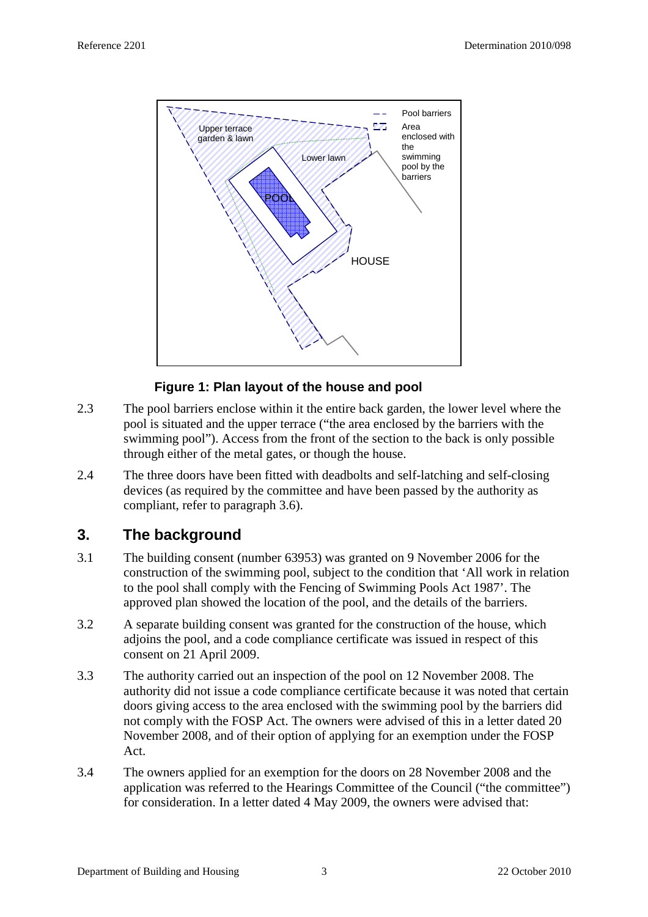**Figure 1: Plan layout of the house and pool**

2.3 The pool barriers enclose within it the entire back garden, the lower level where the pool is situated and the upper terrace ("the area enclosed by the barriers with the swimming pool"). Access from the front of the section to the back is only possible through either of the metal gates, or though the house.

2.4 The three doors have been fitted with deadbolts and self-latching and self-closing devices (as required by the committee and have been passed by the authority as compliant, refer to paragraph 3.6).

## 3. The background

3.1 The building consent (number 63953) was granted on 9 November 2006 for the construction of the swimming pool, subject to the condition that 'All work in relation to the pool shall comply with the Fencing of Swimming Pools Act 1987'. The approved plan showed the location of the pool, and the details of the barriers.

3.2 A separate building consent was granted for the construction of the house, which adjoins the pool, and a code compliance certificate was issued in respect of this consent on 21 April 2009.

3.3 The authority carried out an inspection of the pool on 12 November 2008. The authority did not issue a code compliance certificate because it was noted that certain doors giving access to the area enclosed with the swimming pool by the barriers did not comply with the FOSP Act. The owners were advised of this in a letter dated 20 November 2008, and of their option of applying for an exemption under the FOSP Act.

3.4 The owners applied for an exemption for the doors on 28 November 2008 and the application was referred to the Hearings Committee of the Council ("the committee") for consideration. In a letter dated 4 May 2009, the owners were advised that: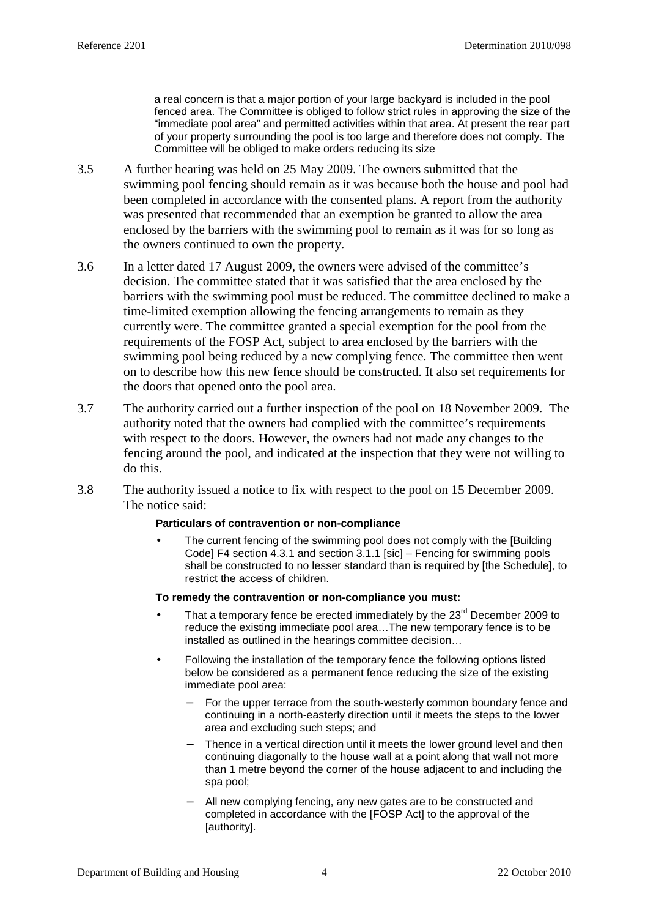> a real concern is that a major portion of your large backyard is included in the pool fenced area. The Committee is obliged to follow strict rules in approving the size of the "immediate pool area" and permitted activities within that area. At present the rear part of your property surrounding the pool is too large and therefore does not comply. The Committee will be obliged to make orders reducing its size

3.5 A further hearing was held on 25 May 2009. The owners submitted that the swimming pool fencing should remain as it was because both the house and pool had been completed in accordance with the consented plans. A report from the authority was presented that recommended that an exemption be granted to allow the area enclosed by the barriers with the swimming pool to remain as it was for so long as the owners continued to own the property.

3.6 In a letter dated 17 August 2009, the owners were advised of the committee's decision. The committee stated that it was satisfied that the area enclosed by the barriers with the swimming pool must be reduced. The committee declined to make a time-limited exemption allowing the fencing arrangements to remain as they currently were. The committee granted a special exemption for the pool from the requirements of the FOSP Act, subject to area enclosed by the barriers with the swimming pool being reduced by a new complying fence. The committee then went on to describe how this new fence should be constructed. It also set requirements for the doors that opened onto the pool area.

3.7 The authority carried out a further inspection of the pool on 18 November 2009. The authority noted that the owners had complied with the committee's requirements with respect to the doors. However, the owners had not made any changes to the fencing around the pool, and indicated at the inspection that they were not willing to do this.

3.8 The authority issued a notice to fix with respect to the pool on 15 December 2009. The notice said:

> **Particulars of contravention or non-compliance**
>
> - The current fencing of the swimming pool does not comply with the [Building Code] F4 section 4.3.1 and section 3.1.1 [sic] – Fencing for swimming pools shall be constructed to no lesser standard than is required by [the Schedule], to restrict the access of children.
>
> **To remedy the contravention or non-compliance you must:**
>
> - That a temporary fence be erected immediately by the 23rd December 2009 to reduce the existing immediate pool area…The new temporary fence is to be installed as outlined in the hearings committee decision…
> - Following the installation of the temporary fence the following options listed below be considered as a permanent fence reducing the size of the existing immediate pool area:
>   - For the upper terrace from the south-westerly common boundary fence and continuing in a north-easterly direction until it meets the steps to the lower area and excluding such steps; and
>   - Thence in a vertical direction until it meets the lower ground level and then continuing diagonally to the house wall at a point along that wall not more than 1 metre beyond the corner of the house adjacent to and including the spa pool;
>   - All new complying fencing, any new gates are to be constructed and completed in accordance with the [FOSP Act] to the approval of the [authority].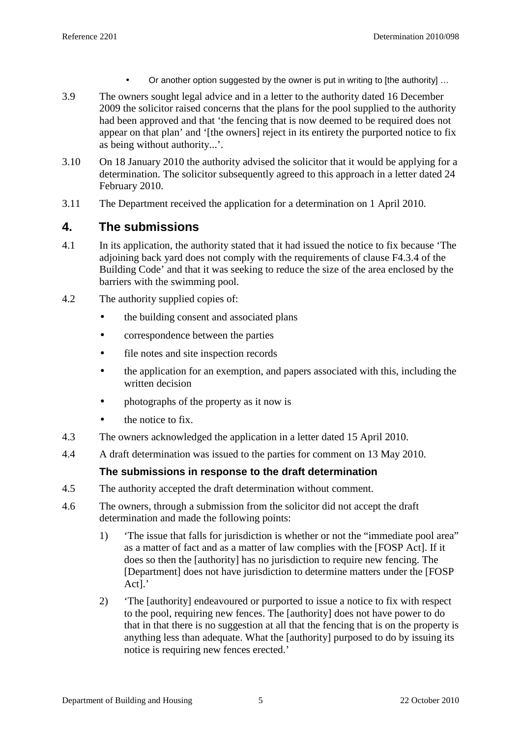- Or another option suggested by the owner is put in writing to [the authority] …

3.9 The owners sought legal advice and in a letter to the authority dated 16 December 2009 the solicitor raised concerns that the plans for the pool supplied to the authority had been approved and that 'the fencing that is now deemed to be required does not appear on that plan' and '[the owners] reject in its entirety the purported notice to fix as being without authority...'.

3.10 On 18 January 2010 the authority advised the solicitor that it would be applying for a determination. The solicitor subsequently agreed to this approach in a letter dated 24 February 2010.

3.11 The Department received the application for a determination on 1 April 2010.

## 4. The submissions

4.1 In its application, the authority stated that it had issued the notice to fix because 'The adjoining back yard does not comply with the requirements of clause F4.3.4 of the Building Code' and that it was seeking to reduce the size of the area enclosed by the barriers with the swimming pool.

4.2 The authority supplied copies of:

- the building consent and associated plans
- correspondence between the parties
- file notes and site inspection records
- the application for an exemption, and papers associated with this, including the written decision
- photographs of the property as it now is
- the notice to fix.

4.3 The owners acknowledged the application in a letter dated 15 April 2010.

4.4 A draft determination was issued to the parties for comment on 13 May 2010.

### The submissions in response to the draft determination

4.5 The authority accepted the draft determination without comment.

4.6 The owners, through a submission from the solicitor did not accept the draft determination and made the following points:

1) 'The issue that falls for jurisdiction is whether or not the "immediate pool area" as a matter of fact and as a matter of law complies with the [FOSP Act]. If it does so then the [authority] has no jurisdiction to require new fencing. The [Department] does not have jurisdiction to determine matters under the [FOSP Act].'

2) 'The [authority] endeavoured or purported to issue a notice to fix with respect to the pool, requiring new fences. The [authority] does not have power to do that in that there is no suggestion at all that the fencing that is on the property is anything less than adequate. What the [authority] purposed to do by issuing its notice is requiring new fences erected.'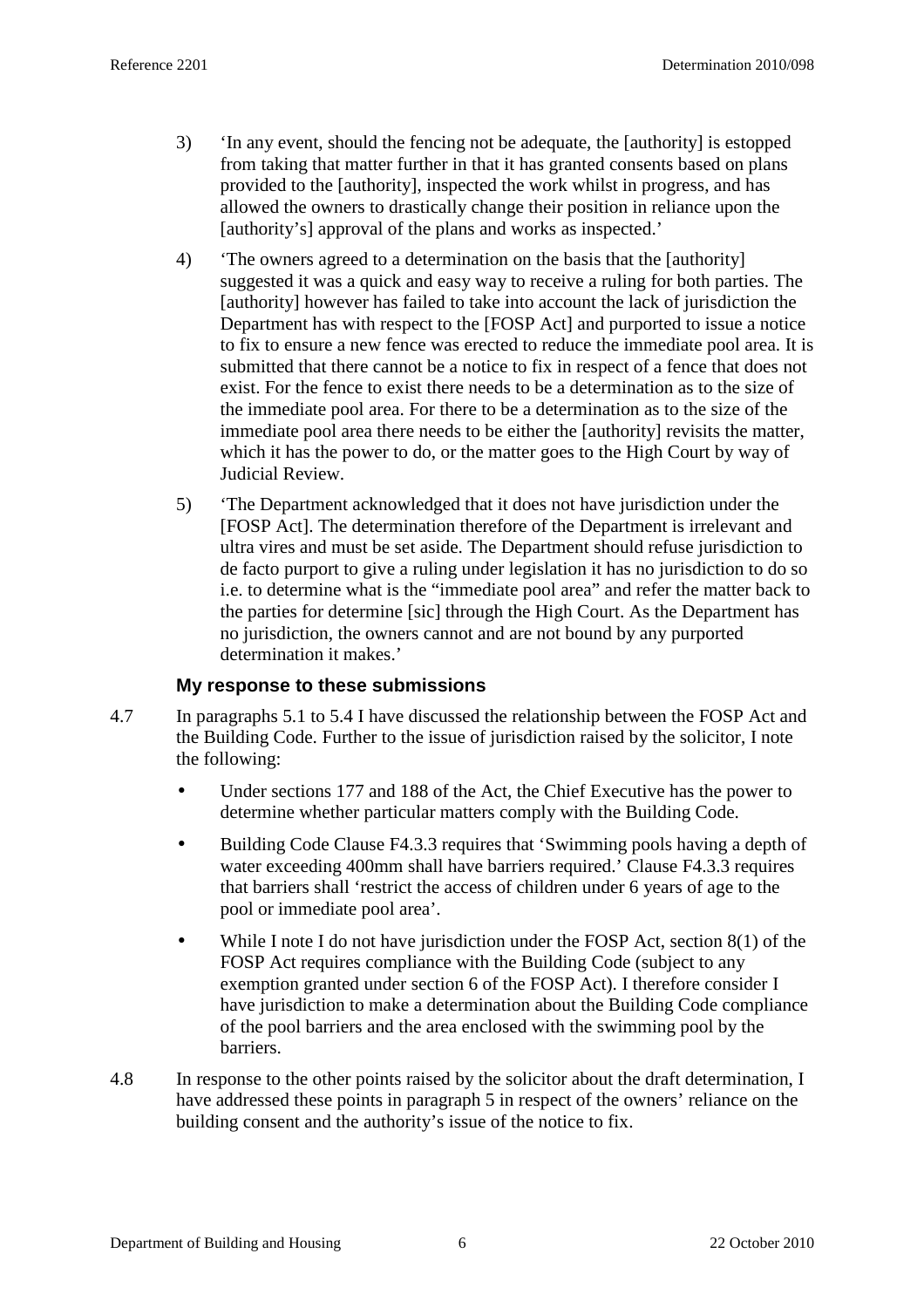3) 'In any event, should the fencing not be adequate, the [authority] is estopped from taking that matter further in that it has granted consents based on plans provided to the [authority], inspected the work whilst in progress, and has allowed the owners to drastically change their position in reliance upon the [authority's] approval of the plans and works as inspected.'

4) 'The owners agreed to a determination on the basis that the [authority] suggested it was a quick and easy way to receive a ruling for both parties. The [authority] however has failed to take into account the lack of jurisdiction the Department has with respect to the [FOSP Act] and purported to issue a notice to fix to ensure a new fence was erected to reduce the immediate pool area. It is submitted that there cannot be a notice to fix in respect of a fence that does not exist. For the fence to exist there needs to be a determination as to the size of the immediate pool area. For there to be a determination as to the size of the immediate pool area there needs to be either the [authority] revisits the matter, which it has the power to do, or the matter goes to the High Court by way of Judicial Review.

5) 'The Department acknowledged that it does not have jurisdiction under the [FOSP Act]. The determination therefore of the Department is irrelevant and ultra vires and must be set aside. The Department should refuse jurisdiction to de facto purport to give a ruling under legislation it has no jurisdiction to do so i.e. to determine what is the "immediate pool area" and refer the matter back to the parties for determine [sic] through the High Court. As the Department has no jurisdiction, the owners cannot and are not bound by any purported determination it makes.'

### My response to these submissions

4.7 In paragraphs 5.1 to 5.4 I have discussed the relationship between the FOSP Act and the Building Code. Further to the issue of jurisdiction raised by the solicitor, I note the following:

- Under sections 177 and 188 of the Act, the Chief Executive has the power to determine whether particular matters comply with the Building Code.
- Building Code Clause F4.3.3 requires that 'Swimming pools having a depth of water exceeding 400mm shall have barriers required.' Clause F4.3.3 requires that barriers shall 'restrict the access of children under 6 years of age to the pool or immediate pool area'.
- While I note I do not have jurisdiction under the FOSP Act, section 8(1) of the FOSP Act requires compliance with the Building Code (subject to any exemption granted under section 6 of the FOSP Act). I therefore consider I have jurisdiction to make a determination about the Building Code compliance of the pool barriers and the area enclosed with the swimming pool by the barriers.

4.8 In response to the other points raised by the solicitor about the draft determination, I have addressed these points in paragraph 5 in respect of the owners' reliance on the building consent and the authority's issue of the notice to fix.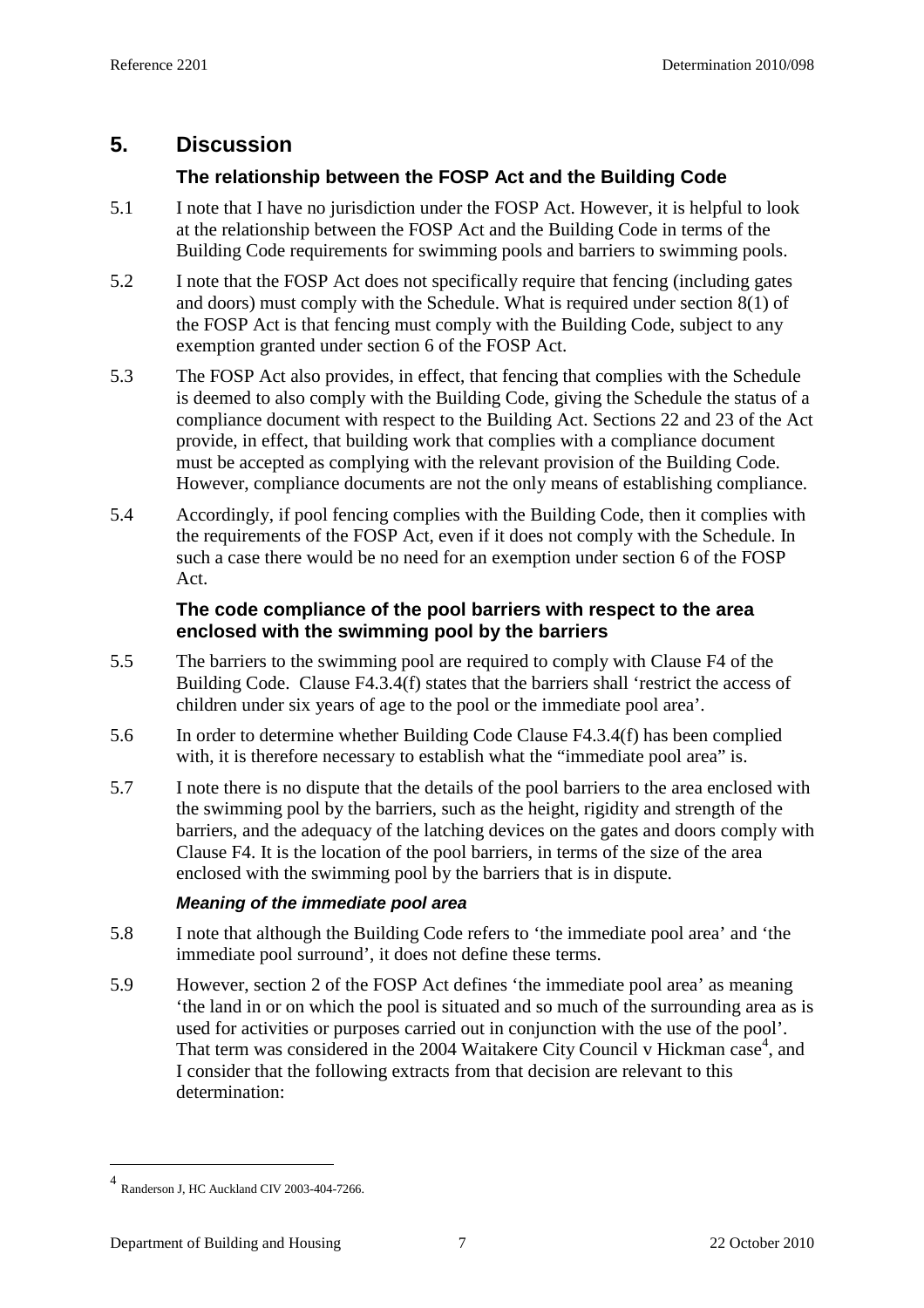## 5. Discussion

### The relationship between the FOSP Act and the Building Code

5.1 I note that I have no jurisdiction under the FOSP Act. However, it is helpful to look at the relationship between the FOSP Act and the Building Code in terms of the Building Code requirements for swimming pools and barriers to swimming pools.

5.2 I note that the FOSP Act does not specifically require that fencing (including gates and doors) must comply with the Schedule. What is required under section 8(1) of the FOSP Act is that fencing must comply with the Building Code, subject to any exemption granted under section 6 of the FOSP Act.

5.3 The FOSP Act also provides, in effect, that fencing that complies with the Schedule is deemed to also comply with the Building Code, giving the Schedule the status of a compliance document with respect to the Building Act. Sections 22 and 23 of the Act provide, in effect, that building work that complies with a compliance document must be accepted as complying with the relevant provision of the Building Code. However, compliance documents are not the only means of establishing compliance.

5.4 Accordingly, if pool fencing complies with the Building Code, then it complies with the requirements of the FOSP Act, even if it does not comply with the Schedule. In such a case there would be no need for an exemption under section 6 of the FOSP Act.

### The code compliance of the pool barriers with respect to the area enclosed with the swimming pool by the barriers

5.5 The barriers to the swimming pool are required to comply with Clause F4 of the Building Code. Clause F4.3.4(f) states that the barriers shall 'restrict the access of children under six years of age to the pool or the immediate pool area'.

5.6 In order to determine whether Building Code Clause F4.3.4(f) has been complied with, it is therefore necessary to establish what the "immediate pool area" is.

5.7 I note there is no dispute that the details of the pool barriers to the area enclosed with the swimming pool by the barriers, such as the height, rigidity and strength of the barriers, and the adequacy of the latching devices on the gates and doors comply with Clause F4. It is the location of the pool barriers, in terms of the size of the area enclosed with the swimming pool by the barriers that is in dispute.

#### *Meaning of the immediate pool area*

5.8 I note that although the Building Code refers to 'the immediate pool area' and 'the immediate pool surround', it does not define these terms.

5.9 However, section 2 of the FOSP Act defines 'the immediate pool area' as meaning 'the land in or on which the pool is situated and so much of the surrounding area as is used for activities or purposes carried out in conjunction with the use of the pool'. That term was considered in the 2004 Waitakere City Council v Hickman case[4], and I consider that the following extracts from that decision are relevant to this determination:

---

[4] Randerson J, HC Auckland CIV 2003-404-7266.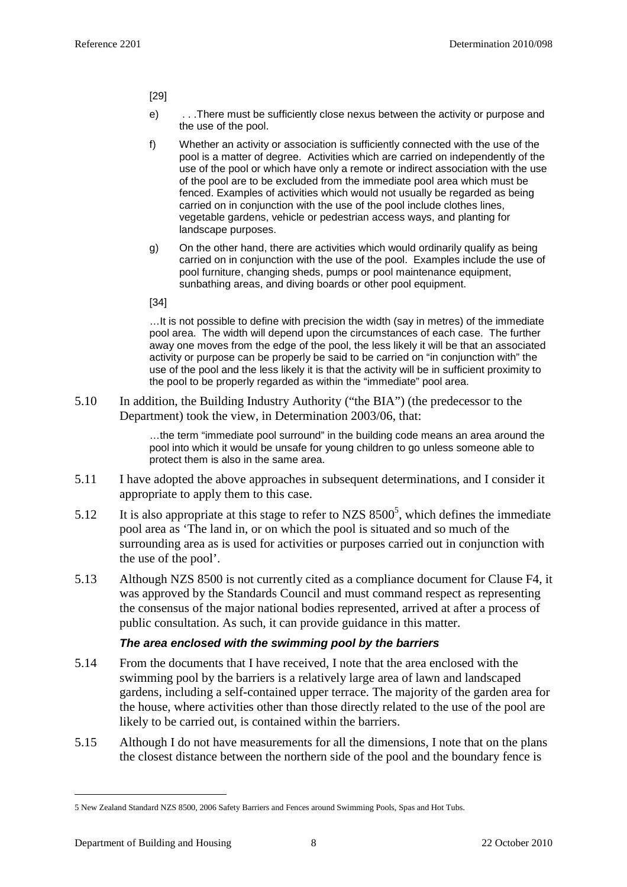[29]

e) . . .There must be sufficiently close nexus between the activity or purpose and the use of the pool.

f) Whether an activity or association is sufficiently connected with the use of the pool is a matter of degree. Activities which are carried on independently of the use of the pool or which have only a remote or indirect association with the use of the pool are to be excluded from the immediate pool area which must be fenced. Examples of activities which would not usually be regarded as being carried on in conjunction with the use of the pool include clothes lines, vegetable gardens, vehicle or pedestrian access ways, and planting for landscape purposes.

g) On the other hand, there are activities which would ordinarily qualify as being carried on in conjunction with the use of the pool. Examples include the use of pool furniture, changing sheds, pumps or pool maintenance equipment, sunbathing areas, and diving boards or other pool equipment.

[34]

…It is not possible to define with precision the width (say in metres) of the immediate pool area. The width will depend upon the circumstances of each case. The further away one moves from the edge of the pool, the less likely it will be that an associated activity or purpose can be properly be said to be carried on "in conjunction with" the use of the pool and the less likely it is that the activity will be in sufficient proximity to the pool to be properly regarded as within the "immediate" pool area.

5.10 In addition, the Building Industry Authority ("the BIA") (the predecessor to the Department) took the view, in Determination 2003/06, that:

> …the term "immediate pool surround" in the building code means an area around the pool into which it would be unsafe for young children to go unless someone able to protect them is also in the same area.

5.11 I have adopted the above approaches in subsequent determinations, and I consider it appropriate to apply them to this case.

5.12 It is also appropriate at this stage to refer to NZS 8500[5], which defines the immediate pool area as 'The land in, or on which the pool is situated and so much of the surrounding area as is used for activities or purposes carried out in conjunction with the use of the pool'.

5.13 Although NZS 8500 is not currently cited as a compliance document for Clause F4, it was approved by the Standards Council and must command respect as representing the consensus of the major national bodies represented, arrived at after a process of public consultation. As such, it can provide guidance in this matter.

### *The area enclosed with the swimming pool by the barriers*

5.14 From the documents that I have received, I note that the area enclosed with the swimming pool by the barriers is a relatively large area of lawn and landscaped gardens, including a self-contained upper terrace. The majority of the garden area for the house, where activities other than those directly related to the use of the pool are likely to be carried out, is contained within the barriers.

5.15 Although I do not have measurements for all the dimensions, I note that on the plans the closest distance between the northern side of the pool and the boundary fence is

---

5 New Zealand Standard NZS 8500, 2006 Safety Barriers and Fences around Swimming Pools, Spas and Hot Tubs.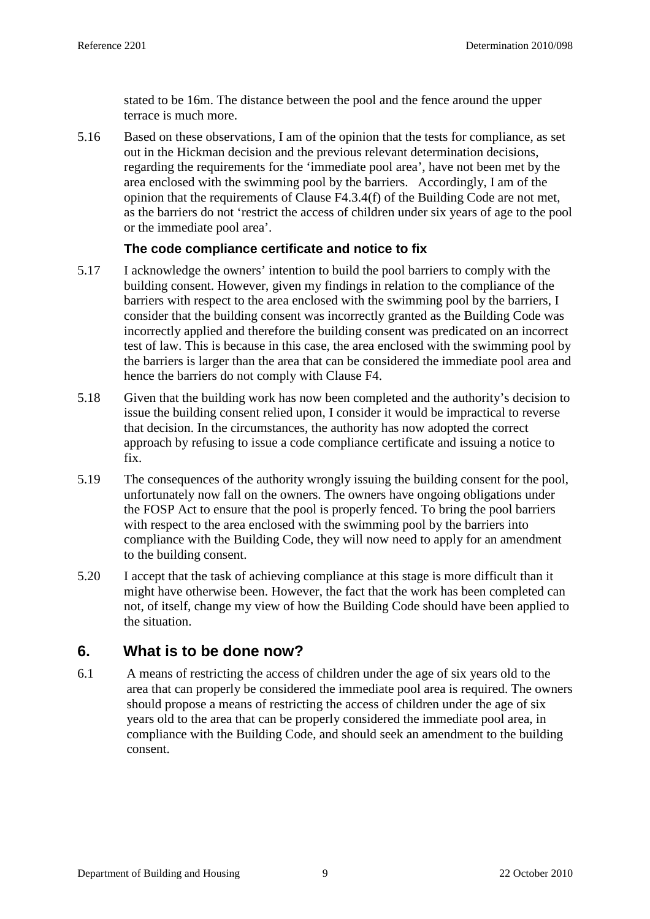stated to be 16m. The distance between the pool and the fence around the upper terrace is much more.

5.16 Based on these observations, I am of the opinion that the tests for compliance, as set out in the Hickman decision and the previous relevant determination decisions, regarding the requirements for the 'immediate pool area', have not been met by the area enclosed with the swimming pool by the barriers. Accordingly, I am of the opinion that the requirements of Clause F4.3.4(f) of the Building Code are not met, as the barriers do not 'restrict the access of children under six years of age to the pool or the immediate pool area'.

### The code compliance certificate and notice to fix

5.17 I acknowledge the owners' intention to build the pool barriers to comply with the building consent. However, given my findings in relation to the compliance of the barriers with respect to the area enclosed with the swimming pool by the barriers, I consider that the building consent was incorrectly granted as the Building Code was incorrectly applied and therefore the building consent was predicated on an incorrect test of law. This is because in this case, the area enclosed with the swimming pool by the barriers is larger than the area that can be considered the immediate pool area and hence the barriers do not comply with Clause F4.

5.18 Given that the building work has now been completed and the authority's decision to issue the building consent relied upon, I consider it would be impractical to reverse that decision. In the circumstances, the authority has now adopted the correct approach by refusing to issue a code compliance certificate and issuing a notice to fix.

5.19 The consequences of the authority wrongly issuing the building consent for the pool, unfortunately now fall on the owners. The owners have ongoing obligations under the FOSP Act to ensure that the pool is properly fenced. To bring the pool barriers with respect to the area enclosed with the swimming pool by the barriers into compliance with the Building Code, they will now need to apply for an amendment to the building consent.

5.20 I accept that the task of achieving compliance at this stage is more difficult than it might have otherwise been. However, the fact that the work has been completed can not, of itself, change my view of how the Building Code should have been applied to the situation.

## 6. What is to be done now?

6.1 A means of restricting the access of children under the age of six years old to the area that can properly be considered the immediate pool area is required. The owners should propose a means of restricting the access of children under the age of six years old to the area that can be properly considered the immediate pool area, in compliance with the Building Code, and should seek an amendment to the building consent.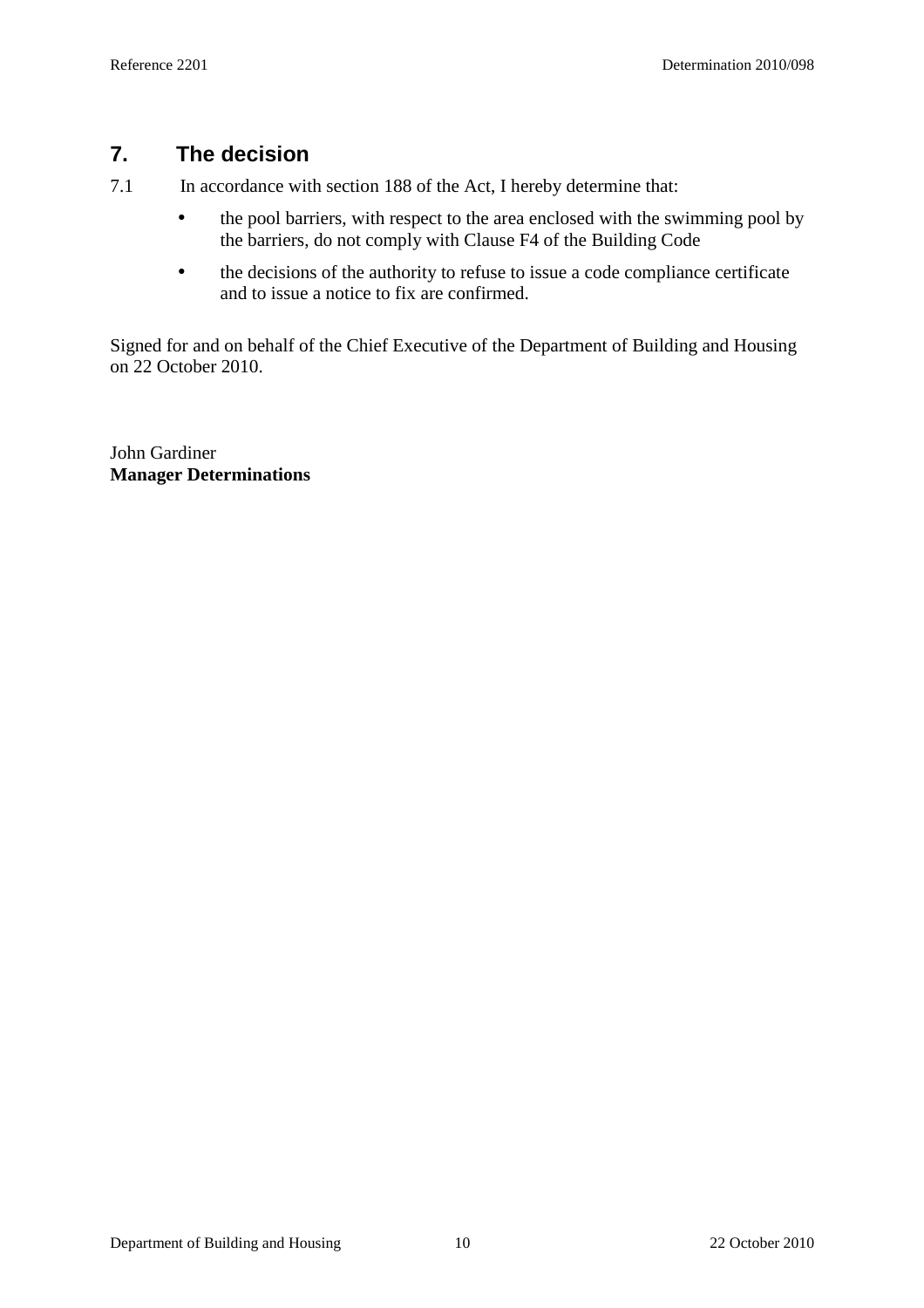## 7. The decision

7.1 In accordance with section 188 of the Act, I hereby determine that:

- the pool barriers, with respect to the area enclosed with the swimming pool by the barriers, do not comply with Clause F4 of the Building Code
- the decisions of the authority to refuse to issue a code compliance certificate and to issue a notice to fix are confirmed.

Signed for and on behalf of the Chief Executive of the Department of Building and Housing on 22 October 2010.

John Gardiner
**Manager Determinations**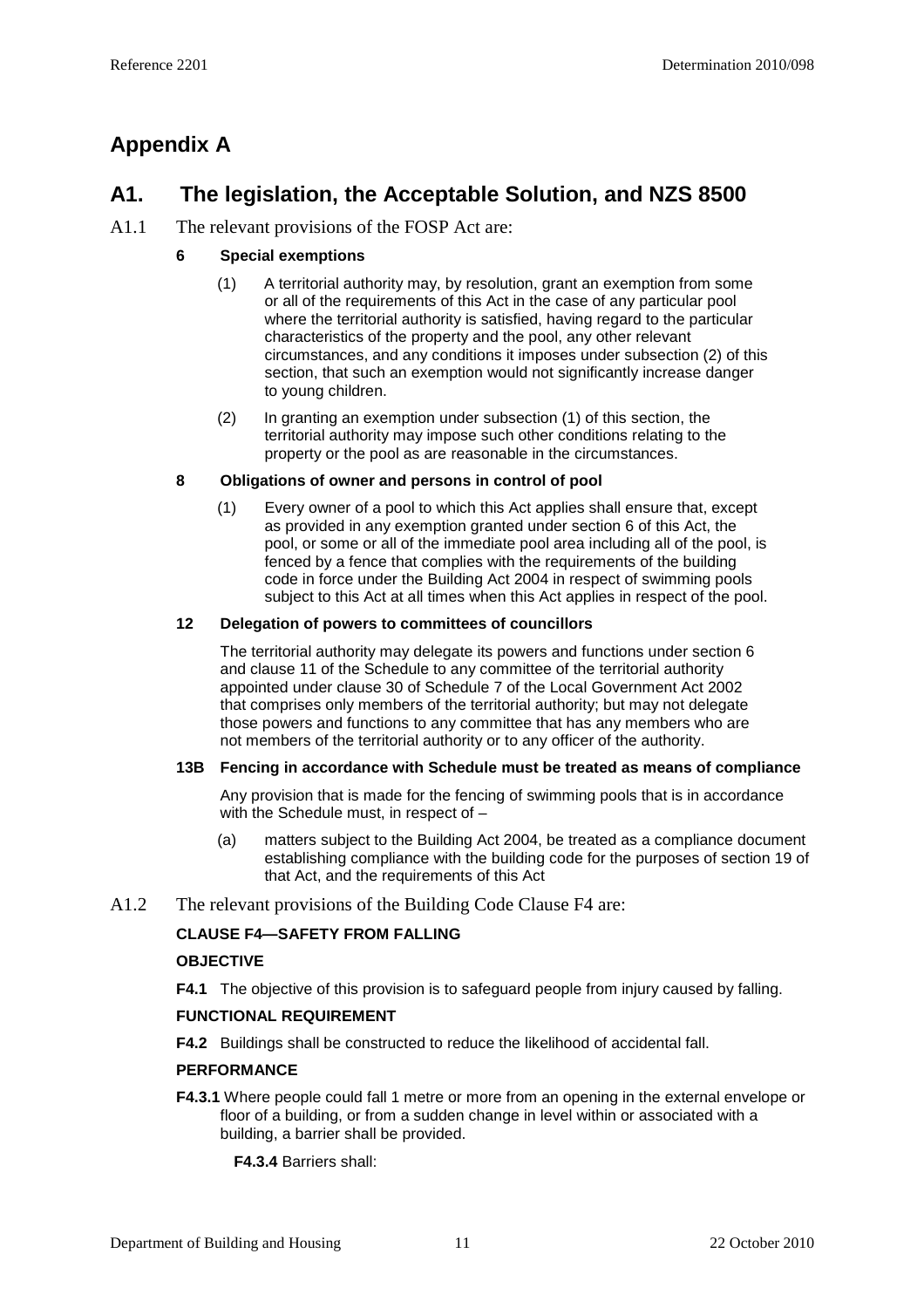## Appendix A

## A1. The legislation, the Acceptable Solution, and NZS 8500

A1.1 The relevant provisions of the FOSP Act are:

**6 Special exemptions**

(1) A territorial authority may, by resolution, grant an exemption from some or all of the requirements of this Act in the case of any particular pool where the territorial authority is satisfied, having regard to the particular characteristics of the property and the pool, any other relevant circumstances, and any conditions it imposes under subsection (2) of this section, that such an exemption would not significantly increase danger to young children.

(2) In granting an exemption under subsection (1) of this section, the territorial authority may impose such other conditions relating to the property or the pool as are reasonable in the circumstances.

**8 Obligations of owner and persons in control of pool**

(1) Every owner of a pool to which this Act applies shall ensure that, except as provided in any exemption granted under section 6 of this Act, the pool, or some or all of the immediate pool area including all of the pool, is fenced by a fence that complies with the requirements of the building code in force under the Building Act 2004 in respect of swimming pools subject to this Act at all times when this Act applies in respect of the pool.

**12 Delegation of powers to committees of councillors**

The territorial authority may delegate its powers and functions under section 6 and clause 11 of the Schedule to any committee of the territorial authority appointed under clause 30 of Schedule 7 of the Local Government Act 2002 that comprises only members of the territorial authority; but may not delegate those powers and functions to any committee that has any members who are not members of the territorial authority or to any officer of the authority.

**13B Fencing in accordance with Schedule must be treated as means of compliance**

Any provision that is made for the fencing of swimming pools that is in accordance with the Schedule must, in respect of –

(a) matters subject to the Building Act 2004, be treated as a compliance document establishing compliance with the building code for the purposes of section 19 of that Act, and the requirements of this Act

A1.2 The relevant provisions of the Building Code Clause F4 are:

**CLAUSE F4—SAFETY FROM FALLING**

**OBJECTIVE**

**F4.1** The objective of this provision is to safeguard people from injury caused by falling.

**FUNCTIONAL REQUIREMENT**

**F4.2** Buildings shall be constructed to reduce the likelihood of accidental fall.

**PERFORMANCE**

**F4.3.1** Where people could fall 1 metre or more from an opening in the external envelope or floor of a building, or from a sudden change in level within or associated with a building, a barrier shall be provided.

**F4.3.4** Barriers shall: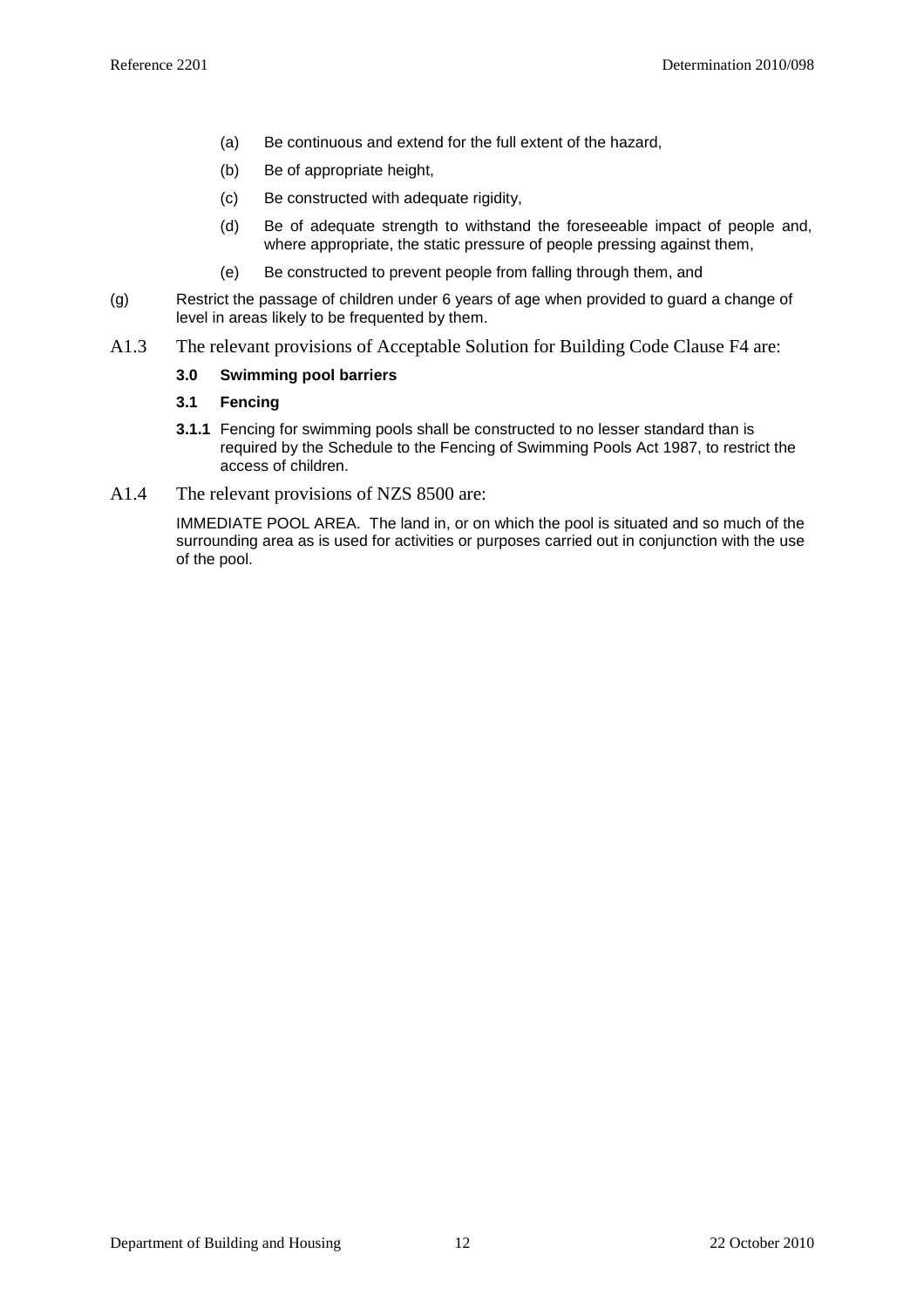(a) Be continuous and extend for the full extent of the hazard,

(b) Be of appropriate height,

(c) Be constructed with adequate rigidity,

(d) Be of adequate strength to withstand the foreseeable impact of people and, where appropriate, the static pressure of people pressing against them,

(e) Be constructed to prevent people from falling through them, and

(g) Restrict the passage of children under 6 years of age when provided to guard a change of level in areas likely to be frequented by them.

A1.3 The relevant provisions of Acceptable Solution for Building Code Clause F4 are:

**3.0 Swimming pool barriers**

**3.1 Fencing**

**3.1.1** Fencing for swimming pools shall be constructed to no lesser standard than is required by the Schedule to the Fencing of Swimming Pools Act 1987, to restrict the access of children.

A1.4 The relevant provisions of NZS 8500 are:

IMMEDIATE POOL AREA. The land in, or on which the pool is situated and so much of the surrounding area as is used for activities or purposes carried out in conjunction with the use of the pool.